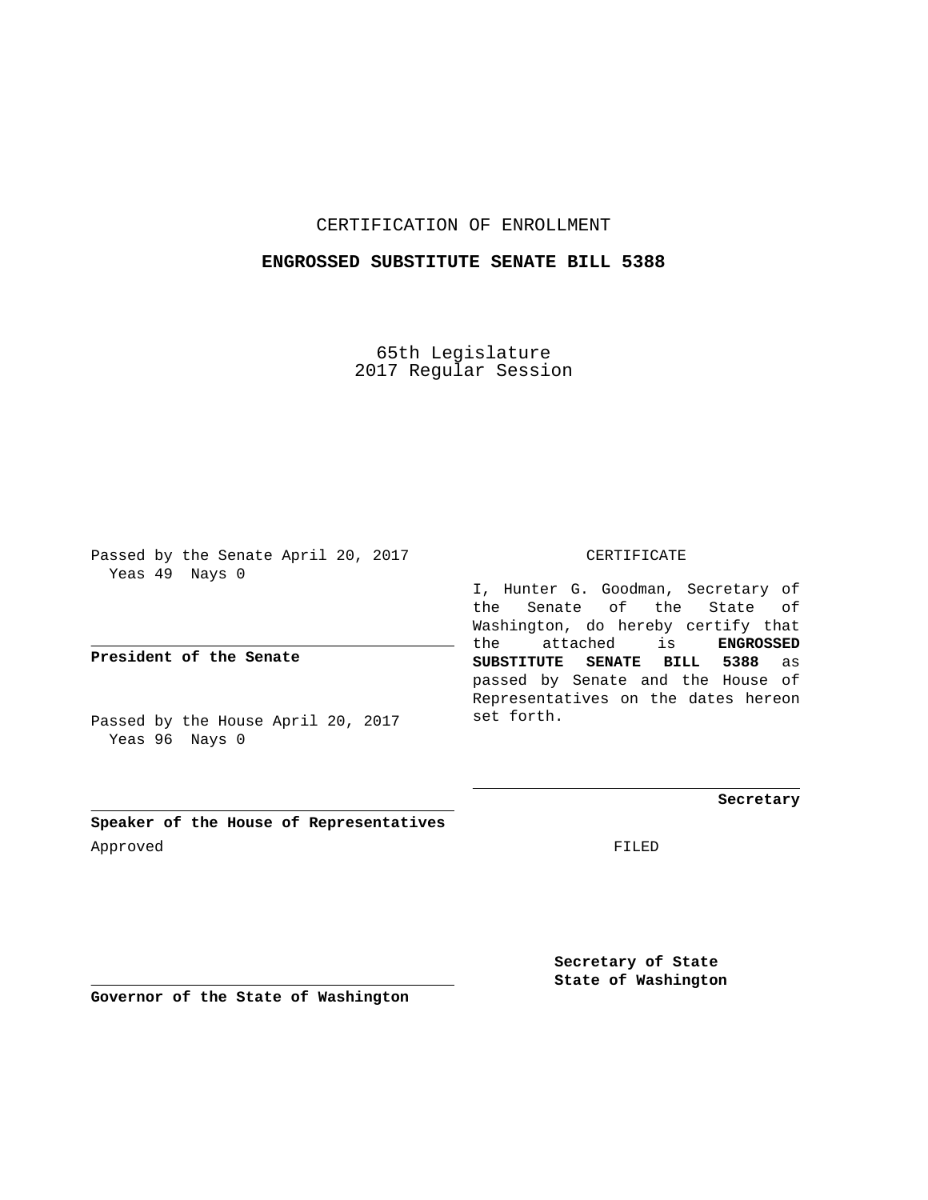CERTIFICATION OF ENROLLMENT

**ENGROSSED SUBSTITUTE SENATE BILL 5388**

65th Legislature
2017 Regular Session

Passed by the Senate April 20, 2017
Yeas 49 Nays 0

**President of the Senate**

Passed by the House April 20, 2017
Yeas 96 Nays 0

**Speaker of the House of Representatives**

Approved

**Governor of the State of Washington**

CERTIFICATE

I, Hunter G. Goodman, Secretary of the Senate of the State of Washington, do hereby certify that the attached is **ENGROSSED SUBSTITUTE SENATE BILL 5388** as passed by Senate and the House of Representatives on the dates hereon set forth.

**Secretary**

FILED

**Secretary of State**
**State of Washington**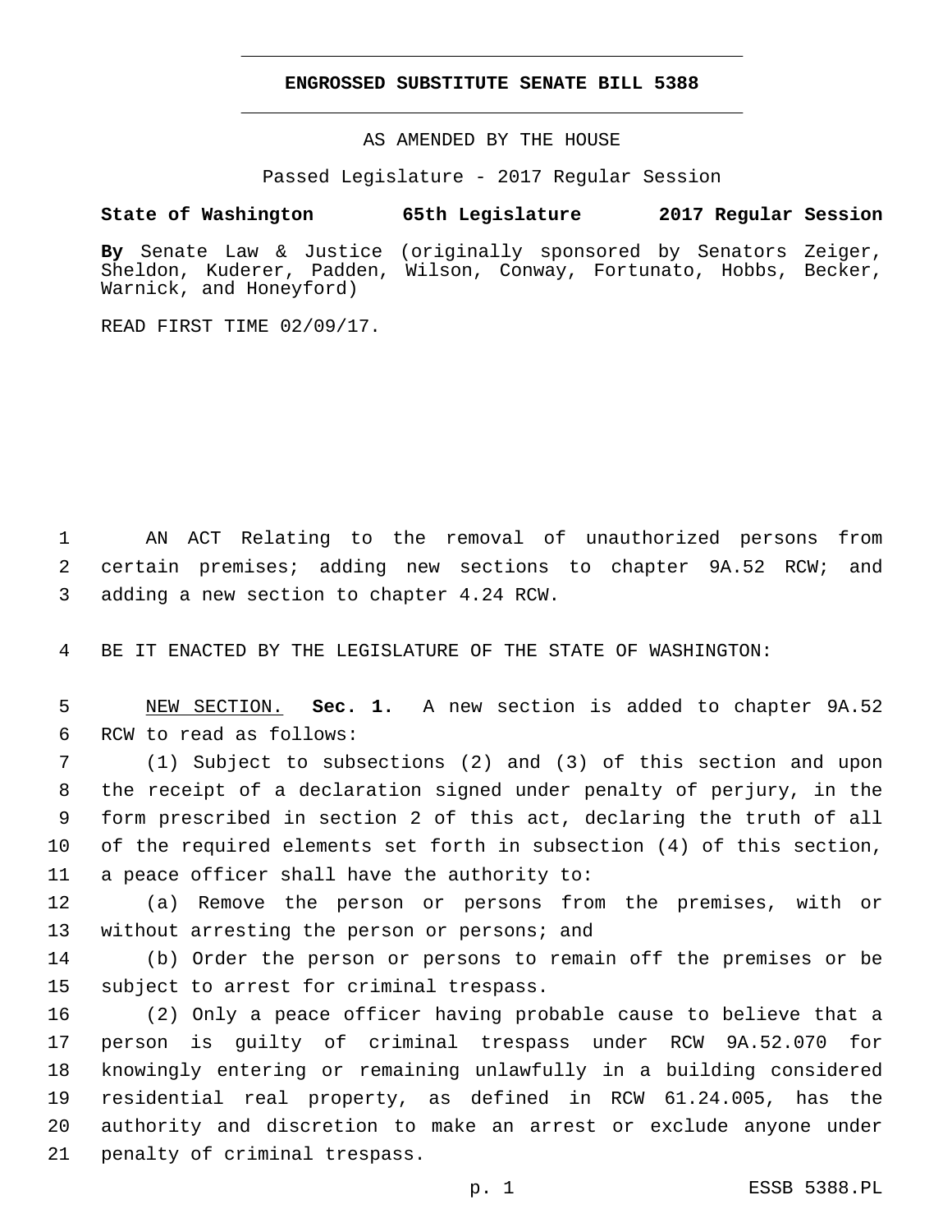# ENGROSSED SUBSTITUTE SENATE BILL 5388

AS AMENDED BY THE HOUSE

Passed Legislature - 2017 Regular Session

**State of Washington 65th Legislature 2017 Regular Session**

**By** Senate Law & Justice (originally sponsored by Senators Zeiger, Sheldon, Kuderer, Padden, Wilson, Conway, Fortunato, Hobbs, Becker, Warnick, and Honeyford)

READ FIRST TIME 02/09/17.

AN ACT Relating to the removal of unauthorized persons from certain premises; adding new sections to chapter 9A.52 RCW; and adding a new section to chapter 4.24 RCW.

BE IT ENACTED BY THE LEGISLATURE OF THE STATE OF WASHINGTON:

NEW SECTION. **Sec. 1.** A new section is added to chapter 9A.52 RCW to read as follows:

(1) Subject to subsections (2) and (3) of this section and upon the receipt of a declaration signed under penalty of perjury, in the form prescribed in section 2 of this act, declaring the truth of all of the required elements set forth in subsection (4) of this section, a peace officer shall have the authority to:

(a) Remove the person or persons from the premises, with or without arresting the person or persons; and

(b) Order the person or persons to remain off the premises or be subject to arrest for criminal trespass.

(2) Only a peace officer having probable cause to believe that a person is guilty of criminal trespass under RCW 9A.52.070 for knowingly entering or remaining unlawfully in a building considered residential real property, as defined in RCW 61.24.005, has the authority and discretion to make an arrest or exclude anyone under penalty of criminal trespass.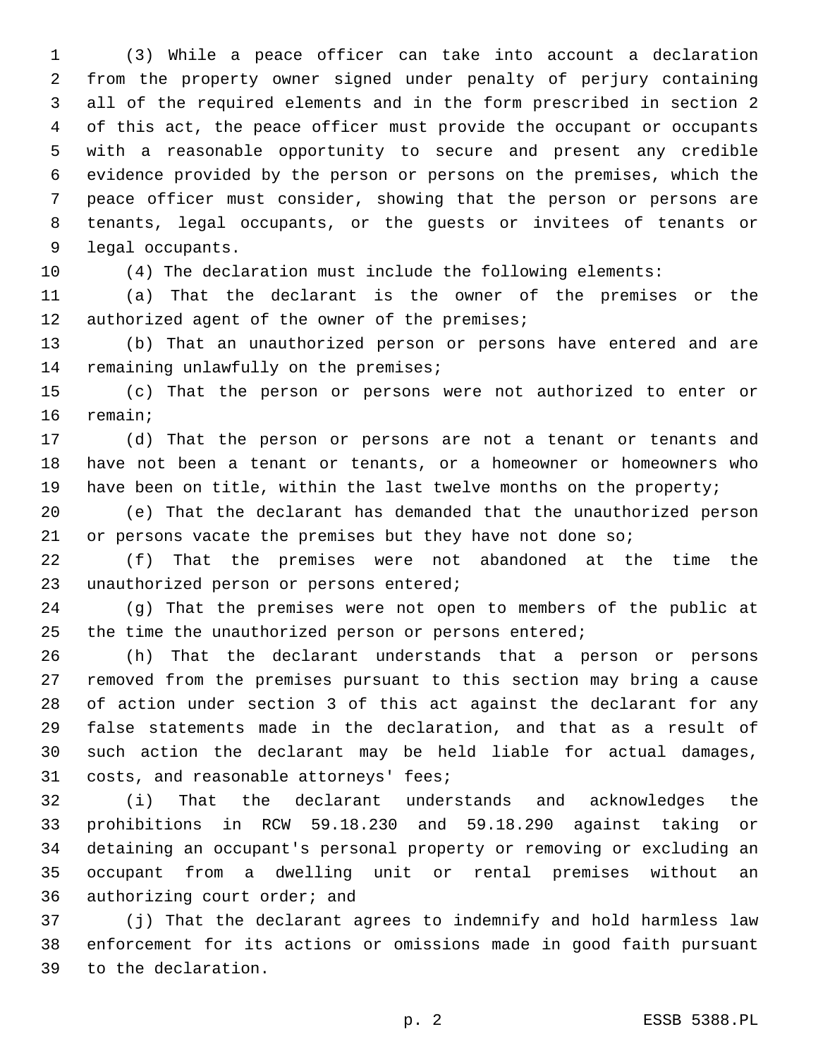(3) While a peace officer can take into account a declaration from the property owner signed under penalty of perjury containing all of the required elements and in the form prescribed in section 2 of this act, the peace officer must provide the occupant or occupants with a reasonable opportunity to secure and present any credible evidence provided by the person or persons on the premises, which the peace officer must consider, showing that the person or persons are tenants, legal occupants, or the guests or invitees of tenants or legal occupants.

(4) The declaration must include the following elements:

(a) That the declarant is the owner of the premises or the authorized agent of the owner of the premises;

(b) That an unauthorized person or persons have entered and are remaining unlawfully on the premises;

(c) That the person or persons were not authorized to enter or remain;

(d) That the person or persons are not a tenant or tenants and have not been a tenant or tenants, or a homeowner or homeowners who have been on title, within the last twelve months on the property;

(e) That the declarant has demanded that the unauthorized person or persons vacate the premises but they have not done so;

(f) That the premises were not abandoned at the time the unauthorized person or persons entered;

(g) That the premises were not open to members of the public at the time the unauthorized person or persons entered;

(h) That the declarant understands that a person or persons removed from the premises pursuant to this section may bring a cause of action under section 3 of this act against the declarant for any false statements made in the declaration, and that as a result of such action the declarant may be held liable for actual damages, costs, and reasonable attorneys' fees;

(i) That the declarant understands and acknowledges the prohibitions in RCW 59.18.230 and 59.18.290 against taking or detaining an occupant's personal property or removing or excluding an occupant from a dwelling unit or rental premises without an authorizing court order; and

(j) That the declarant agrees to indemnify and hold harmless law enforcement for its actions or omissions made in good faith pursuant to the declaration.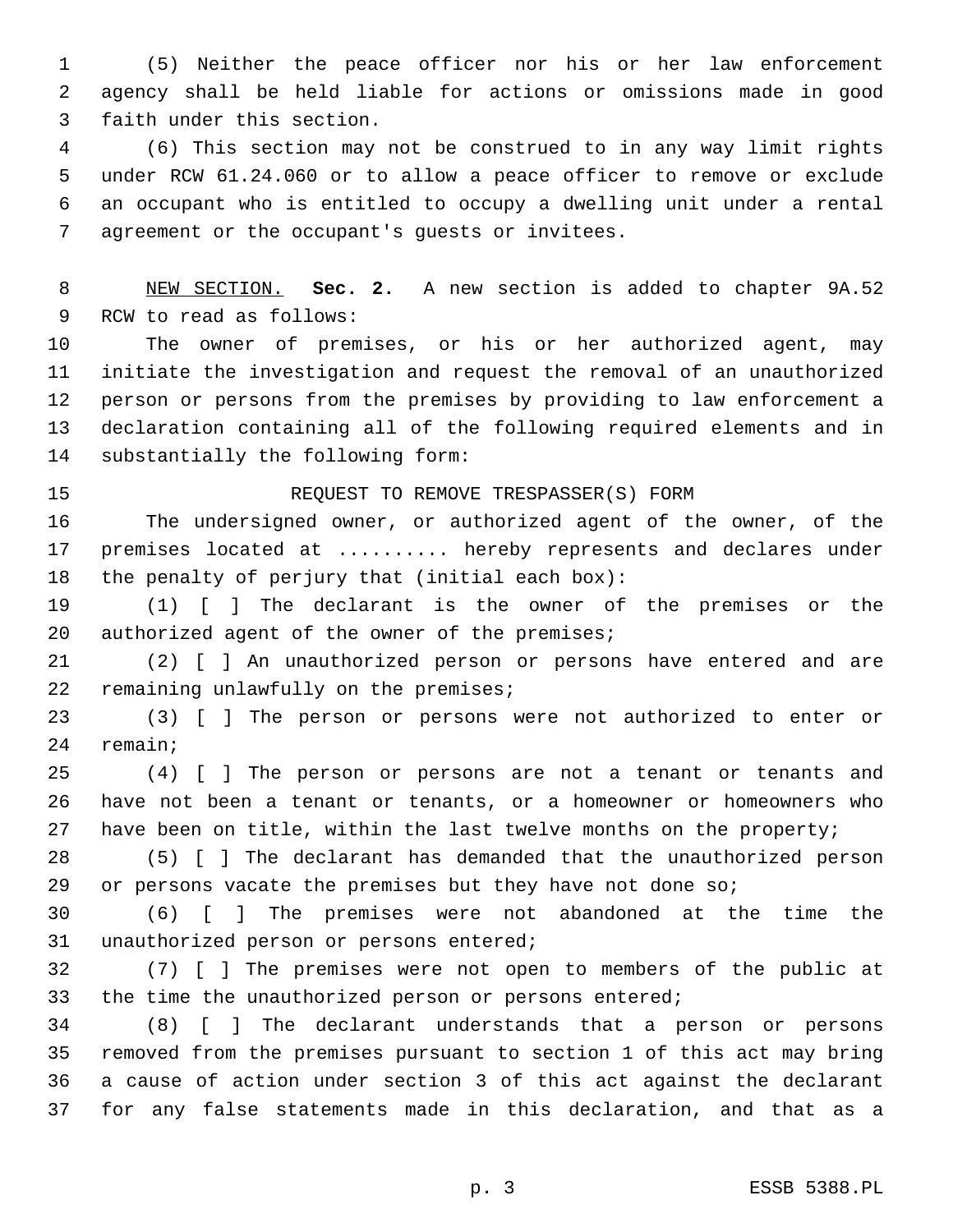(5) Neither the peace officer nor his or her law enforcement agency shall be held liable for actions or omissions made in good faith under this section.

(6) This section may not be construed to in any way limit rights under RCW 61.24.060 or to allow a peace officer to remove or exclude an occupant who is entitled to occupy a dwelling unit under a rental agreement or the occupant's guests or invitees.

NEW SECTION. **Sec. 2.** A new section is added to chapter 9A.52 RCW to read as follows:

The owner of premises, or his or her authorized agent, may initiate the investigation and request the removal of an unauthorized person or persons from the premises by providing to law enforcement a declaration containing all of the following required elements and in substantially the following form:

REQUEST TO REMOVE TRESPASSER(S) FORM

The undersigned owner, or authorized agent of the owner, of the premises located at .......... hereby represents and declares under the penalty of perjury that (initial each box):

(1) [ ] The declarant is the owner of the premises or the authorized agent of the owner of the premises;

(2) [ ] An unauthorized person or persons have entered and are remaining unlawfully on the premises;

(3) [ ] The person or persons were not authorized to enter or remain;

(4) [ ] The person or persons are not a tenant or tenants and have not been a tenant or tenants, or a homeowner or homeowners who have been on title, within the last twelve months on the property;

(5) [ ] The declarant has demanded that the unauthorized person or persons vacate the premises but they have not done so;

(6) [ ] The premises were not abandoned at the time the unauthorized person or persons entered;

(7) [ ] The premises were not open to members of the public at the time the unauthorized person or persons entered;

(8) [ ] The declarant understands that a person or persons removed from the premises pursuant to section 1 of this act may bring a cause of action under section 3 of this act against the declarant for any false statements made in this declaration, and that as a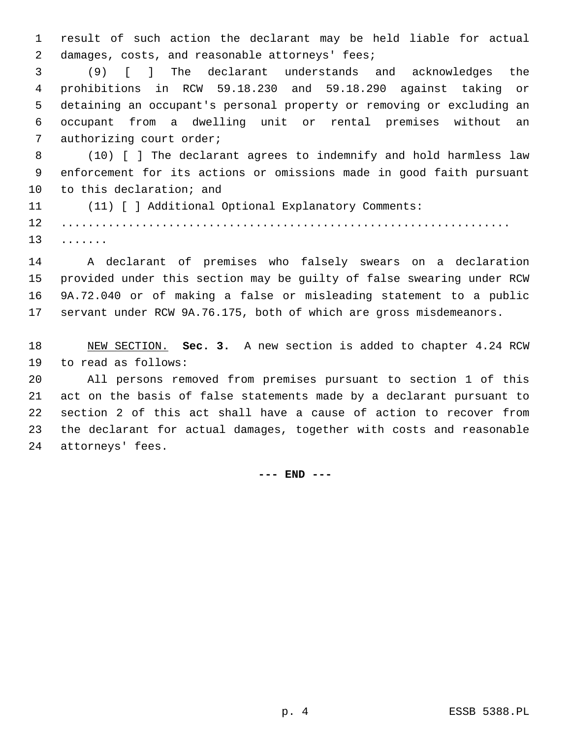result of such action the declarant may be held liable for actual damages, costs, and reasonable attorneys' fees;

(9) [ ] The declarant understands and acknowledges the prohibitions in RCW 59.18.230 and 59.18.290 against taking or detaining an occupant's personal property or removing or excluding an occupant from a dwelling unit or rental premises without an authorizing court order;

(10) [ ] The declarant agrees to indemnify and hold harmless law enforcement for its actions or omissions made in good faith pursuant to this declaration; and

(11) [ ] Additional Optional Explanatory Comments:
..................................................................
.......

A declarant of premises who falsely swears on a declaration provided under this section may be guilty of false swearing under RCW 9A.72.040 or of making a false or misleading statement to a public servant under RCW 9A.76.175, both of which are gross misdemeanors.

NEW SECTION. **Sec. 3.** A new section is added to chapter 4.24 RCW to read as follows:

All persons removed from premises pursuant to section 1 of this act on the basis of false statements made by a declarant pursuant to section 2 of this act shall have a cause of action to recover from the declarant for actual damages, together with costs and reasonable attorneys' fees.

**--- END ---**